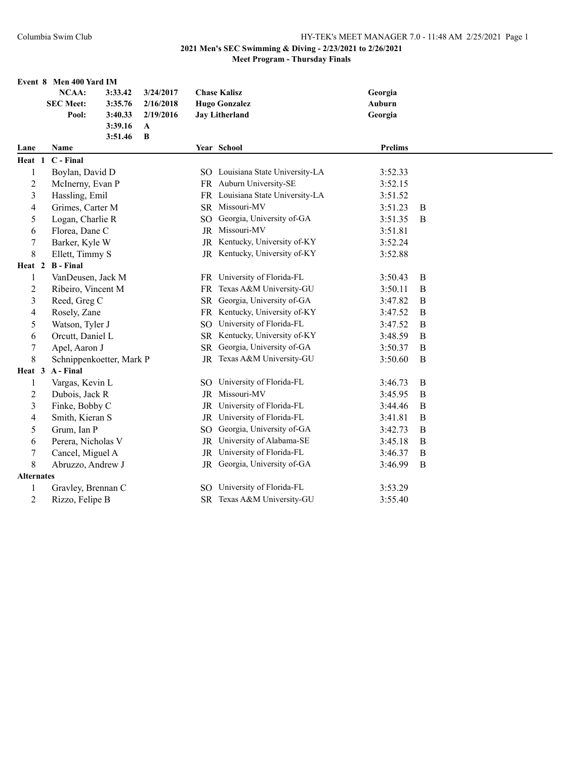Columbia Swim Club

HY-TEK's MEET MANAGER 7.0 - 11:48 AM 2/25/2021

## 2021 Men's SEC Swimming & Diving - 2/23/2021 to 2/26/2021

### Meet Program - Thursday Finals

**Event 8 Men 400 Yard IM**

| | | | | |
|---|---|---|---|---|
| **NCAA:** | 3:33.42 | 3/24/2017 | **Chase Kalisz** | **Georgia** |
| **SEC Meet:** | 3:35.76 | 2/16/2018 | **Hugo Gonzalez** | **Auburn** |
| **Pool:** | 3:40.33 | 2/19/2016 | **Jay Litherland** | **Georgia** |
| | 3:39.16 | A | | |
| | 3:51.46 | B | | |

| Lane | Name | Year | School | Prelims | |
|---|---|---|---|---|---|
| **Heat 1 C - Final** | | | | | |
| 1 | Boylan, David D | SO | Louisiana State University-LA | 3:52.33 | |
| 2 | McInerny, Evan P | FR | Auburn University-SE | 3:52.15 | |
| 3 | Hassling, Emil | FR | Louisiana State University-LA | 3:51.52 | |
| 4 | Grimes, Carter M | SR | Missouri-MV | 3:51.23 | B |
| 5 | Logan, Charlie R | SO | Georgia, University of-GA | 3:51.35 | B |
| 6 | Florea, Dane C | JR | Missouri-MV | 3:51.81 | |
| 7 | Barker, Kyle W | JR | Kentucky, University of-KY | 3:52.24 | |
| 8 | Ellett, Timmy S | JR | Kentucky, University of-KY | 3:52.88 | |
| **Heat 2 B - Final** | | | | | |
| 1 | VanDeusen, Jack M | FR | University of Florida-FL | 3:50.43 | B |
| 2 | Ribeiro, Vincent M | FR | Texas A&M University-GU | 3:50.11 | B |
| 3 | Reed, Greg C | SR | Georgia, University of-GA | 3:47.82 | B |
| 4 | Rosely, Zane | FR | Kentucky, University of-KY | 3:47.52 | B |
| 5 | Watson, Tyler J | SO | University of Florida-FL | 3:47.52 | B |
| 6 | Orcutt, Daniel L | SR | Kentucky, University of-KY | 3:48.59 | B |
| 7 | Apel, Aaron J | SR | Georgia, University of-GA | 3:50.37 | B |
| 8 | Schnippenkoetter, Mark P | JR | Texas A&M University-GU | 3:50.60 | B |
| **Heat 3 A - Final** | | | | | |
| 1 | Vargas, Kevin L | SO | University of Florida-FL | 3:46.73 | B |
| 2 | Dubois, Jack R | JR | Missouri-MV | 3:45.95 | B |
| 3 | Finke, Bobby C | JR | University of Florida-FL | 3:44.46 | B |
| 4 | Smith, Kieran S | JR | University of Florida-FL | 3:41.81 | B |
| 5 | Grum, Ian P | SO | Georgia, University of-GA | 3:42.73 | B |
| 6 | Perera, Nicholas V | JR | University of Alabama-SE | 3:45.18 | B |
| 7 | Cancel, Miguel A | JR | University of Florida-FL | 3:46.37 | B |
| 8 | Abruzzo, Andrew J | JR | Georgia, University of-GA | 3:46.99 | B |
| **Alternates** | | | | | |
| 1 | Gravley, Brennan C | SO | University of Florida-FL | 3:53.29 | |
| 2 | Rizzo, Felipe B | SR | Texas A&M University-GU | 3:55.40 | |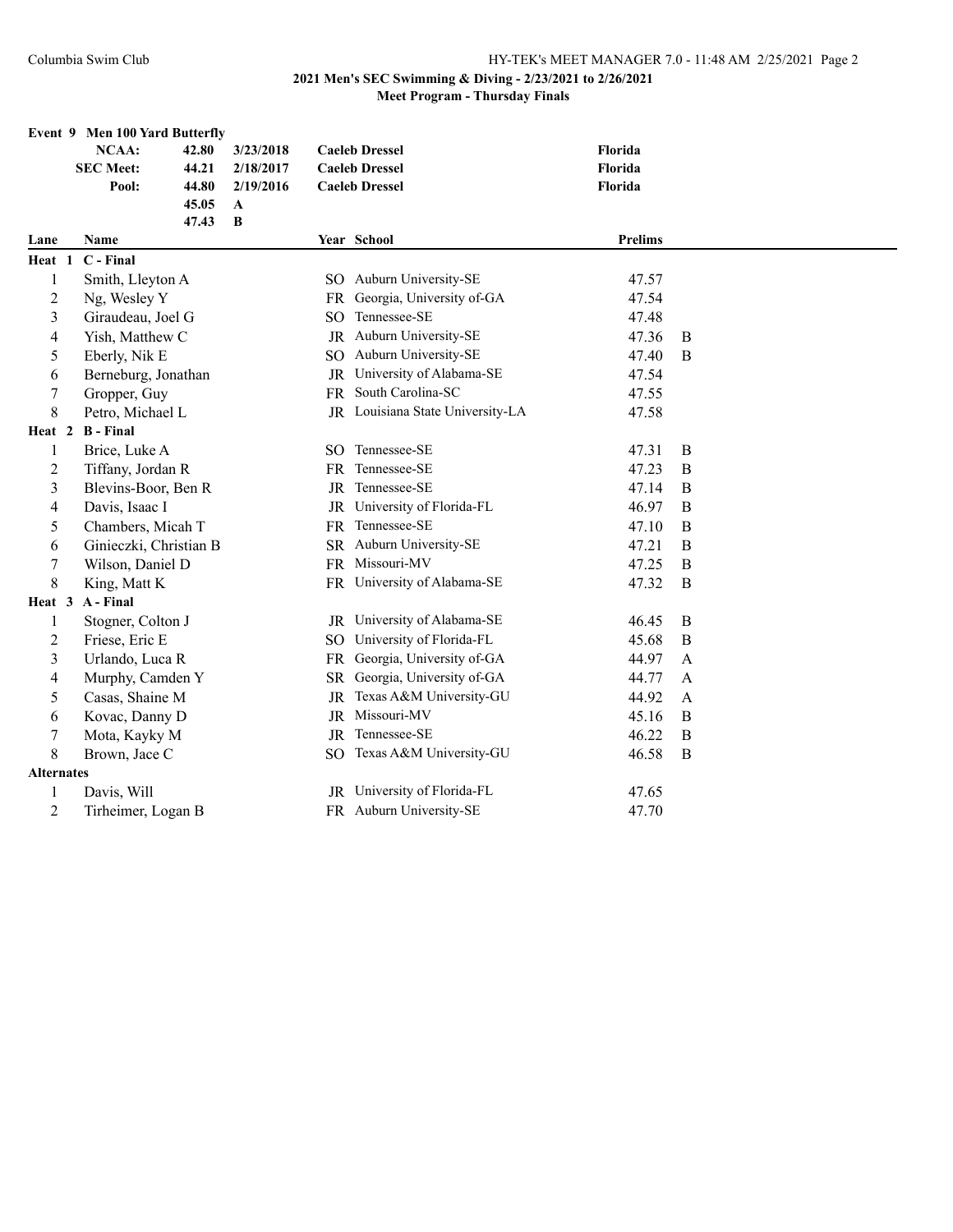## 2021 Men's SEC Swimming & Diving - 2/23/2021 to 2/26/2021

### Meet Program - Thursday Finals

**Event 9 Men 100 Yard Butterfly**

| | | | | |
|---|---|---|---|---|
| **NCAA:** | **42.80** | **3/23/2018** | **Caeleb Dressel** | **Florida** |
| **SEC Meet:** | **44.21** | **2/18/2017** | **Caeleb Dressel** | **Florida** |
| **Pool:** | **44.80** | **2/19/2016** | **Caeleb Dressel** | **Florida** |
| | **45.05** | **A** | | |
| | **47.43** | **B** | | |

| Lane | Name | Year | School | Prelims | |
|---|---|---|---|---|---|
| **Heat 1 C - Final** | | | | | |
| 1 | Smith, Lleyton A | SO | Auburn University-SE | 47.57 | |
| 2 | Ng, Wesley Y | FR | Georgia, University of-GA | 47.54 | |
| 3 | Giraudeau, Joel G | SO | Tennessee-SE | 47.48 | |
| 4 | Yish, Matthew C | JR | Auburn University-SE | 47.36 | B |
| 5 | Eberly, Nik E | SO | Auburn University-SE | 47.40 | B |
| 6 | Berneburg, Jonathan | JR | University of Alabama-SE | 47.54 | |
| 7 | Gropper, Guy | FR | South Carolina-SC | 47.55 | |
| 8 | Petro, Michael L | JR | Louisiana State University-LA | 47.58 | |
| **Heat 2 B - Final** | | | | | |
| 1 | Brice, Luke A | SO | Tennessee-SE | 47.31 | B |
| 2 | Tiffany, Jordan R | FR | Tennessee-SE | 47.23 | B |
| 3 | Blevins-Boor, Ben R | JR | Tennessee-SE | 47.14 | B |
| 4 | Davis, Isaac I | JR | University of Florida-FL | 46.97 | B |
| 5 | Chambers, Micah T | FR | Tennessee-SE | 47.10 | B |
| 6 | Ginieczki, Christian B | SR | Auburn University-SE | 47.21 | B |
| 7 | Wilson, Daniel D | FR | Missouri-MV | 47.25 | B |
| 8 | King, Matt K | FR | University of Alabama-SE | 47.32 | B |
| **Heat 3 A - Final** | | | | | |
| 1 | Stogner, Colton J | JR | University of Alabama-SE | 46.45 | B |
| 2 | Friese, Eric E | SO | University of Florida-FL | 45.68 | B |
| 3 | Urlando, Luca R | FR | Georgia, University of-GA | 44.97 | A |
| 4 | Murphy, Camden Y | SR | Georgia, University of-GA | 44.77 | A |
| 5 | Casas, Shaine M | JR | Texas A&M University-GU | 44.92 | A |
| 6 | Kovac, Danny D | JR | Missouri-MV | 45.16 | B |
| 7 | Mota, Kayky M | JR | Tennessee-SE | 46.22 | B |
| 8 | Brown, Jace C | SO | Texas A&M University-GU | 46.58 | B |
| **Alternates** | | | | | |
| 1 | Davis, Will | JR | University of Florida-FL | 47.65 | |
| 2 | Tirheimer, Logan B | FR | Auburn University-SE | 47.70 | |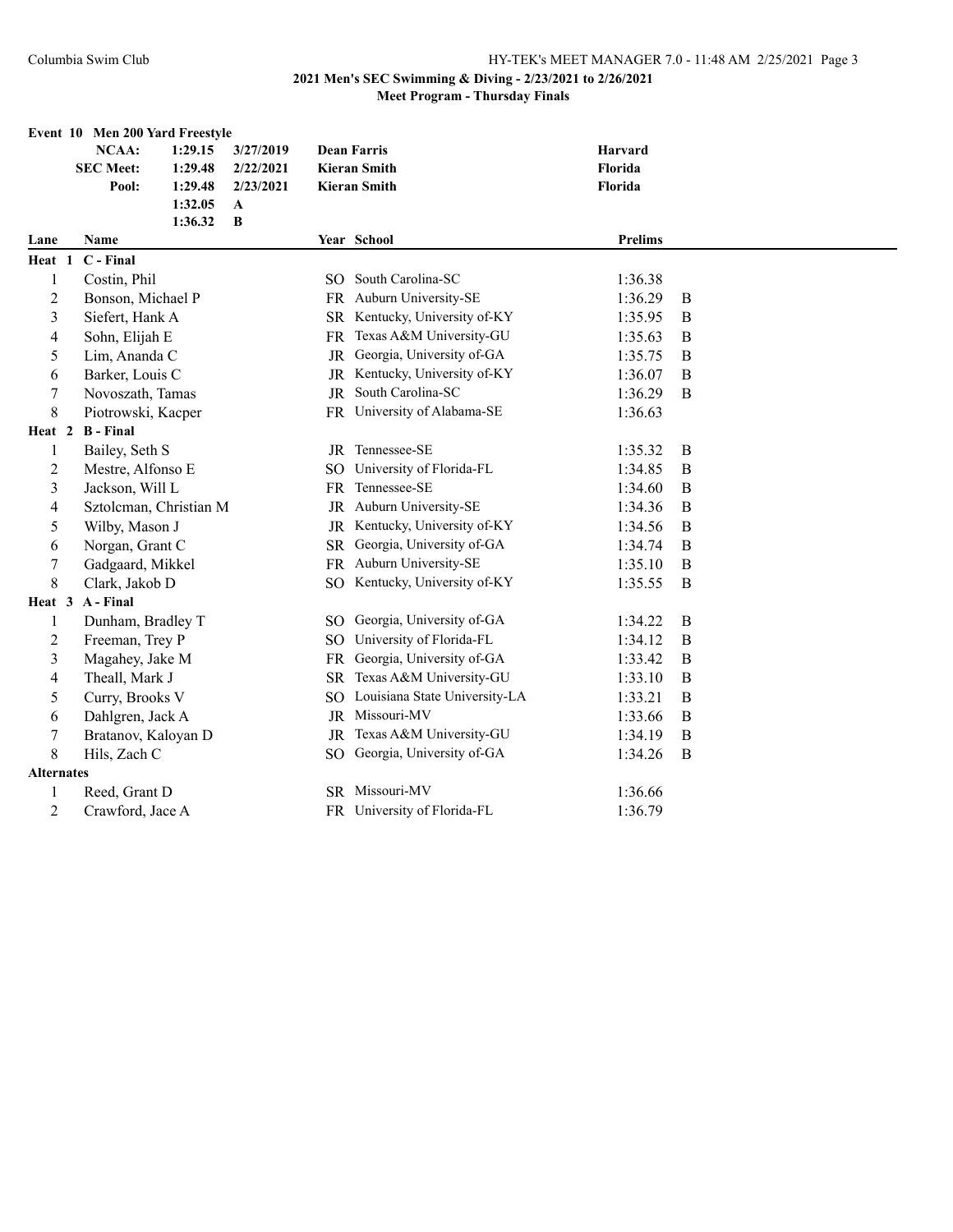**2021 Men's SEC Swimming & Diving - 2/23/2021 to 2/26/2021**

**Meet Program - Thursday Finals**

**Event 10 Men 200 Yard Freestyle**

| | | | | |
|---|---|---|---|---|
| **NCAA:** | **1:29.15** | **3/27/2019** | **Dean Farris** | **Harvard** |
| **SEC Meet:** | **1:29.48** | **2/22/2021** | **Kieran Smith** | **Florida** |
| **Pool:** | **1:29.48** | **2/23/2021** | **Kieran Smith** | **Florida** |
| | **1:32.05** | **A** | | |
| | **1:36.32** | **B** | | |

| Lane | Name | Year | School | Prelims | |
|---|---|---|---|---|---|
| **Heat 1 C - Final** | | | | | |
| 1 | Costin, Phil | SO | South Carolina-SC | 1:36.38 | |
| 2 | Bonson, Michael P | FR | Auburn University-SE | 1:36.29 | B |
| 3 | Siefert, Hank A | SR | Kentucky, University of-KY | 1:35.95 | B |
| 4 | Sohn, Elijah E | FR | Texas A&M University-GU | 1:35.63 | B |
| 5 | Lim, Ananda C | JR | Georgia, University of-GA | 1:35.75 | B |
| 6 | Barker, Louis C | JR | Kentucky, University of-KY | 1:36.07 | B |
| 7 | Novoszath, Tamas | JR | South Carolina-SC | 1:36.29 | B |
| 8 | Piotrowski, Kacper | FR | University of Alabama-SE | 1:36.63 | |
| **Heat 2 B - Final** | | | | | |
| 1 | Bailey, Seth S | JR | Tennessee-SE | 1:35.32 | B |
| 2 | Mestre, Alfonso E | SO | University of Florida-FL | 1:34.85 | B |
| 3 | Jackson, Will L | FR | Tennessee-SE | 1:34.60 | B |
| 4 | Sztolcman, Christian M | JR | Auburn University-SE | 1:34.36 | B |
| 5 | Wilby, Mason J | JR | Kentucky, University of-KY | 1:34.56 | B |
| 6 | Norgan, Grant C | SR | Georgia, University of-GA | 1:34.74 | B |
| 7 | Gadgaard, Mikkel | FR | Auburn University-SE | 1:35.10 | B |
| 8 | Clark, Jakob D | SO | Kentucky, University of-KY | 1:35.55 | B |
| **Heat 3 A - Final** | | | | | |
| 1 | Dunham, Bradley T | SO | Georgia, University of-GA | 1:34.22 | B |
| 2 | Freeman, Trey P | SO | University of Florida-FL | 1:34.12 | B |
| 3 | Magahey, Jake M | FR | Georgia, University of-GA | 1:33.42 | B |
| 4 | Theall, Mark J | SR | Texas A&M University-GU | 1:33.10 | B |
| 5 | Curry, Brooks V | SO | Louisiana State University-LA | 1:33.21 | B |
| 6 | Dahlgren, Jack A | JR | Missouri-MV | 1:33.66 | B |
| 7 | Bratanov, Kaloyan D | JR | Texas A&M University-GU | 1:34.19 | B |
| 8 | Hils, Zach C | SO | Georgia, University of-GA | 1:34.26 | B |
| **Alternates** | | | | | |
| 1 | Reed, Grant D | SR | Missouri-MV | 1:36.66 | |
| 2 | Crawford, Jace A | FR | University of Florida-FL | 1:36.79 | |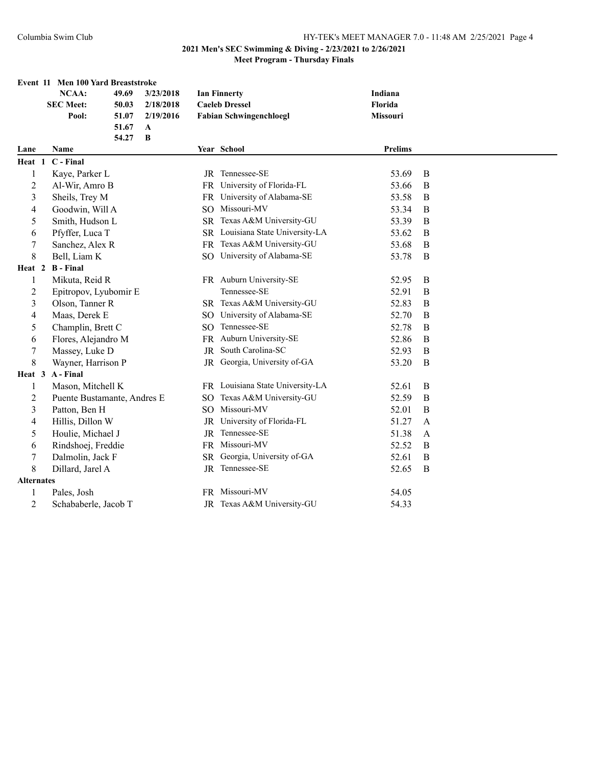## 2021 Men's SEC Swimming & Diving - 2/23/2021 to 2/26/2021

### Meet Program - Thursday Finals

**Event 11 Men 100 Yard Breaststroke**

| | | | | |
|---|---|---|---|---|
| **NCAA:** | 49.69 | 3/23/2018 | **Ian Finnerty** | **Indiana** |
| **SEC Meet:** | 50.03 | 2/18/2018 | **Caeleb Dressel** | **Florida** |
| **Pool:** | 51.07 | 2/19/2016 | **Fabian Schwingenchloegl** | **Missouri** |
| | 51.67 | **A** | | |
| | 54.27 | **B** | | |

| Lane | Name | Year | School | Prelims | |
|---|---|---|---|---|---|
| **Heat 1 C - Final** | | | | | |
| 1 | Kaye, Parker L | JR | Tennessee-SE | 53.69 | B |
| 2 | Al-Wir, Amro B | FR | University of Florida-FL | 53.66 | B |
| 3 | Sheils, Trey M | FR | University of Alabama-SE | 53.58 | B |
| 4 | Goodwin, Will A | SO | Missouri-MV | 53.34 | B |
| 5 | Smith, Hudson L | SR | Texas A&M University-GU | 53.39 | B |
| 6 | Pfyffer, Luca T | SR | Louisiana State University-LA | 53.62 | B |
| 7 | Sanchez, Alex R | FR | Texas A&M University-GU | 53.68 | B |
| 8 | Bell, Liam K | SO | University of Alabama-SE | 53.78 | B |
| **Heat 2 B - Final** | | | | | |
| 1 | Mikuta, Reid R | FR | Auburn University-SE | 52.95 | B |
| 2 | Epitropov, Lyubomir E | | Tennessee-SE | 52.91 | B |
| 3 | Olson, Tanner R | SR | Texas A&M University-GU | 52.83 | B |
| 4 | Maas, Derek E | SO | University of Alabama-SE | 52.70 | B |
| 5 | Champlin, Brett C | SO | Tennessee-SE | 52.78 | B |
| 6 | Flores, Alejandro M | FR | Auburn University-SE | 52.86 | B |
| 7 | Massey, Luke D | JR | South Carolina-SC | 52.93 | B |
| 8 | Wayner, Harrison P | JR | Georgia, University of-GA | 53.20 | B |
| **Heat 3 A - Final** | | | | | |
| 1 | Mason, Mitchell K | FR | Louisiana State University-LA | 52.61 | B |
| 2 | Puente Bustamante, Andres E | SO | Texas A&M University-GU | 52.59 | B |
| 3 | Patton, Ben H | SO | Missouri-MV | 52.01 | B |
| 4 | Hillis, Dillon W | JR | University of Florida-FL | 51.27 | A |
| 5 | Houlie, Michael J | JR | Tennessee-SE | 51.38 | A |
| 6 | Rindshoej, Freddie | FR | Missouri-MV | 52.52 | B |
| 7 | Dalmolin, Jack F | SR | Georgia, University of-GA | 52.61 | B |
| 8 | Dillard, Jarel A | JR | Tennessee-SE | 52.65 | B |
| **Alternates** | | | | | |
| 1 | Pales, Josh | FR | Missouri-MV | 54.05 | |
| 2 | Schababerle, Jacob T | JR | Texas A&M University-GU | 54.33 | |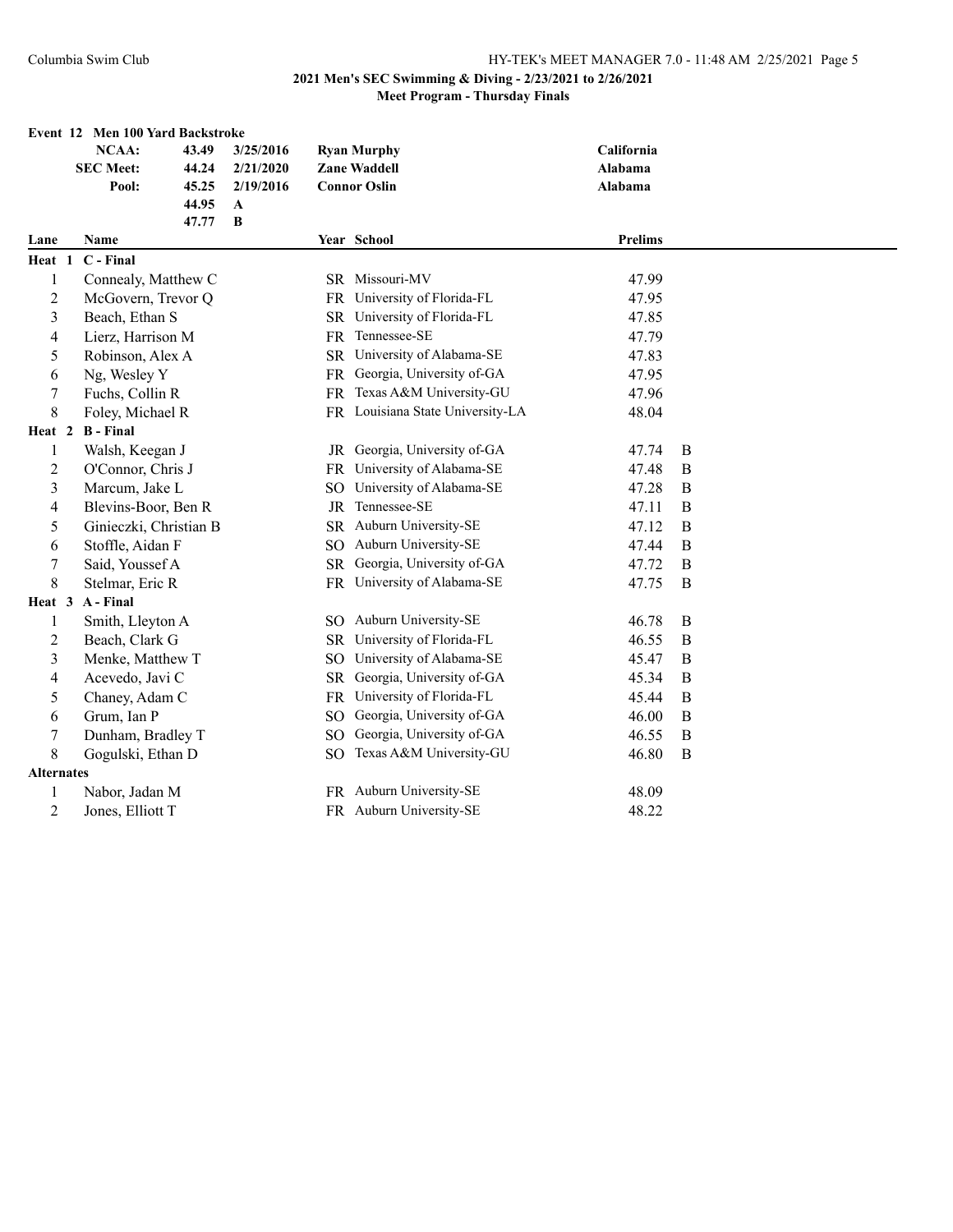## 2021 Men's SEC Swimming & Diving - 2/23/2021 to 2/26/2021
### Meet Program - Thursday Finals

### Event 12 Men 100 Yard Backstroke

| | | | | |
|---|---|---|---|---|
| NCAA: | 43.49 | 3/25/2016 | Ryan Murphy | California |
| SEC Meet: | 44.24 | 2/21/2020 | Zane Waddell | Alabama |
| Pool: | 45.25 | 2/19/2016 | Connor Oslin | Alabama |
| | 44.95 | A | | |
| | 47.77 | B | | |

| Lane | Name | Year | School | Prelims | |
|---|---|---|---|---|---|
| **Heat 1 C - Final** | | | | | |
| 1 | Connealy, Matthew C | SR | Missouri-MV | 47.99 | |
| 2 | McGovern, Trevor Q | FR | University of Florida-FL | 47.95 | |
| 3 | Beach, Ethan S | SR | University of Florida-FL | 47.85 | |
| 4 | Lierz, Harrison M | FR | Tennessee-SE | 47.79 | |
| 5 | Robinson, Alex A | SR | University of Alabama-SE | 47.83 | |
| 6 | Ng, Wesley Y | FR | Georgia, University of-GA | 47.95 | |
| 7 | Fuchs, Collin R | FR | Texas A&M University-GU | 47.96 | |
| 8 | Foley, Michael R | FR | Louisiana State University-LA | 48.04 | |
| **Heat 2 B - Final** | | | | | |
| 1 | Walsh, Keegan J | JR | Georgia, University of-GA | 47.74 | B |
| 2 | O'Connor, Chris J | FR | University of Alabama-SE | 47.48 | B |
| 3 | Marcum, Jake L | SO | University of Alabama-SE | 47.28 | B |
| 4 | Blevins-Boor, Ben R | JR | Tennessee-SE | 47.11 | B |
| 5 | Ginieczki, Christian B | SR | Auburn University-SE | 47.12 | B |
| 6 | Stoffle, Aidan F | SO | Auburn University-SE | 47.44 | B |
| 7 | Said, Youssef A | SR | Georgia, University of-GA | 47.72 | B |
| 8 | Stelmar, Eric R | FR | University of Alabama-SE | 47.75 | B |
| **Heat 3 A - Final** | | | | | |
| 1 | Smith, Lleyton A | SO | Auburn University-SE | 46.78 | B |
| 2 | Beach, Clark G | SR | University of Florida-FL | 46.55 | B |
| 3 | Menke, Matthew T | SO | University of Alabama-SE | 45.47 | B |
| 4 | Acevedo, Javi C | SR | Georgia, University of-GA | 45.34 | B |
| 5 | Chaney, Adam C | FR | University of Florida-FL | 45.44 | B |
| 6 | Grum, Ian P | SO | Georgia, University of-GA | 46.00 | B |
| 7 | Dunham, Bradley T | SO | Georgia, University of-GA | 46.55 | B |
| 8 | Gogulski, Ethan D | SO | Texas A&M University-GU | 46.80 | B |
| **Alternates** | | | | | |
| 1 | Nabor, Jadan M | FR | Auburn University-SE | 48.09 | |
| 2 | Jones, Elliott T | FR | Auburn University-SE | 48.22 | |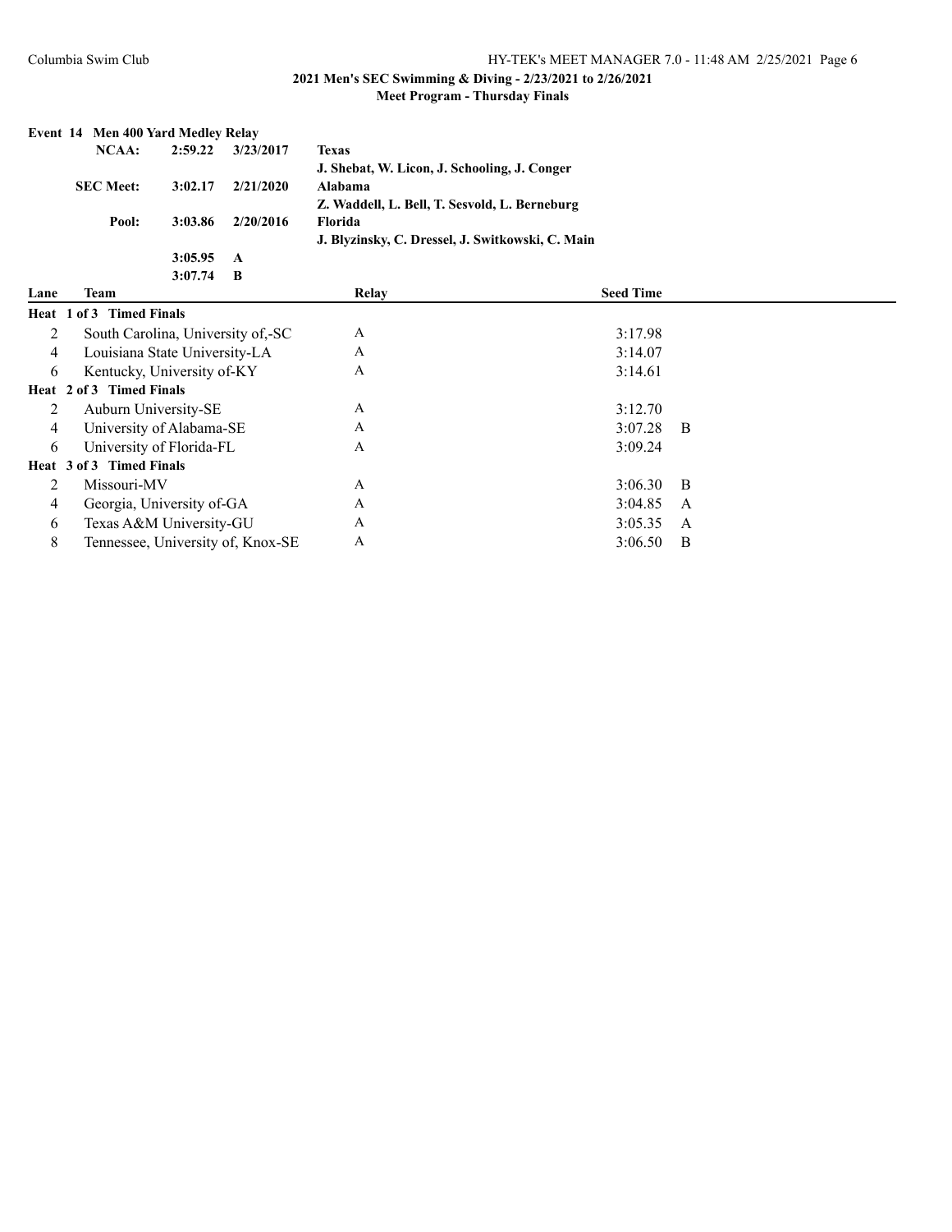## 2021 Men's SEC Swimming & Diving - 2/23/2021 to 2/26/2021

### Meet Program - Thursday Finals

**Event 14 Men 400 Yard Medley Relay**

| | | | |
|---|---|---|---|
| **NCAA:** | **2:59.22** | **3/23/2017** | **Texas** |
| | | | **J. Shebat, W. Licon, J. Schooling, J. Conger** |
| **SEC Meet:** | **3:02.17** | **2/21/2020** | **Alabama** |
| | | | **Z. Waddell, L. Bell, T. Sesvold, L. Berneburg** |
| **Pool:** | **3:03.86** | **2/20/2016** | **Florida** |
| | | | **J. Blyzinsky, C. Dressel, J. Switkowski, C. Main** |
| | **3:05.95** | **A** | |
| | **3:07.74** | **B** | |

| Lane | Team | Relay | Seed Time | |
|---|---|---|---|---|
| **Heat 1 of 3 Timed Finals** | | | | |
| 2 | South Carolina, University of,-SC | A | 3:17.98 | |
| 4 | Louisiana State University-LA | A | 3:14.07 | |
| 6 | Kentucky, University of-KY | A | 3:14.61 | |
| **Heat 2 of 3 Timed Finals** | | | | |
| 2 | Auburn University-SE | A | 3:12.70 | |
| 4 | University of Alabama-SE | A | 3:07.28 | B |
| 6 | University of Florida-FL | A | 3:09.24 | |
| **Heat 3 of 3 Timed Finals** | | | | |
| 2 | Missouri-MV | A | 3:06.30 | B |
| 4 | Georgia, University of-GA | A | 3:04.85 | A |
| 6 | Texas A&M University-GU | A | 3:05.35 | A |
| 8 | Tennessee, University of, Knox-SE | A | 3:06.50 | B |